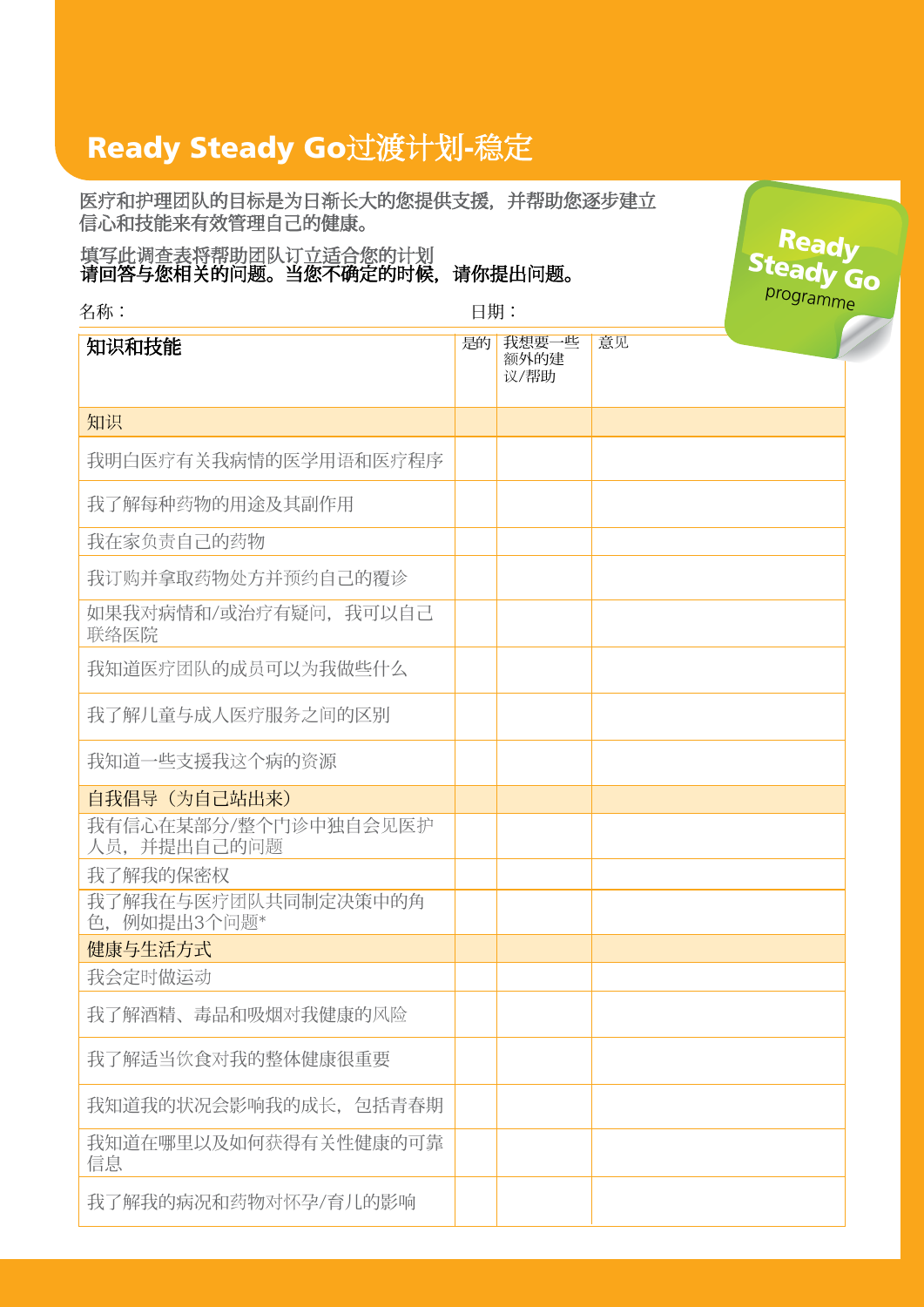# Ready Steady Go过渡计划-稳定

**医疗和护理团队的目标是为日渐长大的您提供支援，并帮助您逐步建立信心和技能来有效管理自己的健康。**

**填写此调查表将帮助团队订立适合您的计划**
**请回答与您相关的问题。当您不确定的时候，请你提出问题。**

Ready Steady Go programme

名称：　　　　　　　　　　　　　　　　日期：

| 知识和技能 | 是的 | 我想要一些额外的建议/帮助 | 意见 |
|---|---|---|---|
| 知识 | | | |
| 我明白医疗有关我病情的医学用语和医疗程序 | | | |
| 我了解每种药物的用途及其副作用 | | | |
| 我在家负责自己的药物 | | | |
| 我订购并拿取药物处方并预约自己的覆诊 | | | |
| 如果我对病情和/或治疗有疑问，我可以自己联络医院 | | | |
| 我知道医疗团队的成员可以为我做些什么 | | | |
| 我了解儿童与成人医疗服务之间的区别 | | | |
| 我知道一些支援我这个病的资源 | | | |
| 自我倡导（为自己站出来） | | | |
| 我有信心在某部分/整个门诊中独自会见医护人员，并提出自己的问题 | | | |
| 我了解我的保密权 | | | |
| 我了解我在与医疗团队共同制定决策中的角色，例如提出3个问题* | | | |
| 健康与生活方式 | | | |
| 我会定时做运动 | | | |
| 我了解酒精、毒品和吸烟对我健康的风险 | | | |
| 我了解适当饮食对我的整体健康很重要 | | | |
| 我知道我的状况会影响我的成长，包括青春期 | | | |
| 我知道在哪里以及如何获得有关性健康的可靠信息 | | | |
| 我了解我的病况和药物对怀孕/育儿的影响 | | | |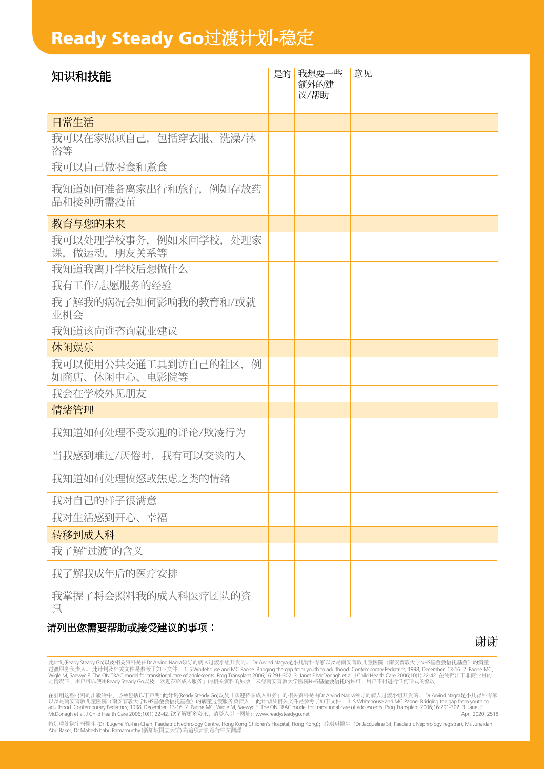# Ready Steady Go过渡计划-稳定

| 知识和技能 | 是的 | 我想要一些额外的建议/帮助 | 意见 |
|---|---|---|---|
| 日常生活 | | | |
| 我可以在家照顾自己，包括穿衣服、洗澡/沐浴等 | | | |
| 我可以自己做零食和煮食 | | | |
| 我知道如何准备离家出行和旅行，例如存放药品和接种所需疫苗 | | | |
| 教育与您的未来 | | | |
| 我可以处理学校事务，例如来回学校，处理家课，做运动，朋友关系等 | | | |
| 我知道我离开学校后想做什么 | | | |
| 我有工作/志愿服务的经验 | | | |
| 我了解我的病况会如何影响我的教育和/或就业机会 | | | |
| 我知道该向谁咨询就业建议 | | | |
| 休闲娱乐 | | | |
| 我可以使用公共交通工具到访自己的社区，例如商店、休闲中心、电影院等 | | | |
| 我会在学校外见朋友 | | | |
| 情绪管理 | | | |
| 我知道如何处理不受欢迎的评论/欺凌行为 | | | |
| 当我感到难过/厌倦时，我有可以交谈的人 | | | |
| 我知道如何处理愤怒或焦虑之类的情绪 | | | |
| 我对自己的样子很满意 | | | |
| 我对生活感到开心、幸福 | | | |
| 转移到成人科 | | | |
| 我了解"过渡"的含义 | | | |
| 我了解我成年后的医疗安排 | | | |
| 我掌握了将会照料我的成人科医疗团队的资讯 | | | |

**请列出您需要帮助或接受建议的事项：**

谢谢

此计划(Ready Steady Go)以及相关资料是由Dr Arvind Nagra领导的病人过渡小组开发的。 Dr Arvind Nagra是小儿肾科专家以及是南安普敦儿童医院（南安普敦大学NHS基金会信托基金）的病童过渡服务负责人。 此计划及相关文件是参考了如下文件： 1. S Whitehouse and MC Paone. Bridging the gap from youth to adulthood. Contemporary Pediatrics; 1998, December. 13-16. 2. Paone MC, Wigle M, Saewyc E. The ON TRAC model for transitional care of adolescents. Prog Transplant 2006;16:291-302. 3. Janet E McDonagh et al, J Child Health Care 2006;10(1):22-42. 在纯粹出于非商业目的之情况下，用户可以使用Ready Steady Go以及「欢迎莅临成人服务」的相关资料的原版。未经南安普敦大学医院NHS基金会信托的许可，用户不得进行任何形式的修改。

在引用这些材料的出版物中，必须包括以下声明: 此计划(Ready Steady Go)以及「欢迎莅临成人服务」的相关资料是由Dr Arvind Nagra领导的病人过渡小组开发的。 Dr Arvind Nagra是小儿肾科专家以及是南安普敦儿童医院（南安普敦大学NHS基金会信托基金）的病童过渡服务负责人。 此计划及相关文件是参考了如下文件： 1. S Whitehouse and MC Paone. Bridging the gap from youth to adulthood. Contemporary Pediatrics; 1998, December. 13-16. 2. Paone MC, Wigle M, Saewyc E. The ON TRAC model for transitional care of adolescents. Prog Transplant 2006;16:291-302. 3. Janet E McDonagh et al, J Child Health Care 2006;10(1):22-42. 欲了解更多资讯，请登入以下网址：www.readysteadygo.net

April 2020. 2518

特別鳴謝陳宇軒醫生 (Dr. Eugene Yu-hin Chan, Paediatric Nephrology Centre, Hong Kong Children's Hospital, Hong Kong)；薛琪琪醫生（Dr Jacqueline Sit, Paediatric Nephrology registrar), Ms Junaidah Abu Baker, Dr Mahesh babu Ramamurthy (新加坡国立大学) 為這項計劃進行中文翻譯